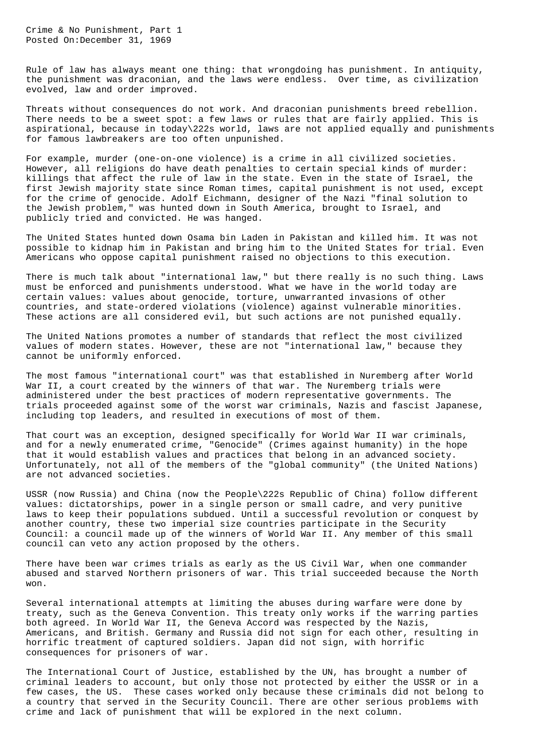# Crime & No Punishment, Part 1

Posted On:December 31, 1969

Rule of law has always meant one thing: that wrongdoing has punishment. In antiquity, the punishment was draconian, and the laws were endless. Over time, as civilization evolved, law and order improved.

Threats without consequences do not work. And draconian punishments breed rebellion. There needs to be a sweet spot: a few laws or rules that are fairly applied. This is aspirational, because in today\222s world, laws are not applied equally and punishments for famous lawbreakers are too often unpunished.

For example, murder (one-on-one violence) is a crime in all civilized societies. However, all religions do have death penalties to certain special kinds of murder: killings that affect the rule of law in the state. Even in the state of Israel, the first Jewish majority state since Roman times, capital punishment is not used, except for the crime of genocide. Adolf Eichmann, designer of the Nazi "final solution to the Jewish problem," was hunted down in South America, brought to Israel, and publicly tried and convicted. He was hanged.

The United States hunted down Osama bin Laden in Pakistan and killed him. It was not possible to kidnap him in Pakistan and bring him to the United States for trial. Even Americans who oppose capital punishment raised no objections to this execution.

There is much talk about "international law," but there really is no such thing. Laws must be enforced and punishments understood. What we have in the world today are certain values: values about genocide, torture, unwarranted invasions of other countries, and state-ordered violations (violence) against vulnerable minorities. These actions are all considered evil, but such actions are not punished equally.

The United Nations promotes a number of standards that reflect the most civilized values of modern states. However, these are not "international law," because they cannot be uniformly enforced.

The most famous "international court" was that established in Nuremberg after World War II, a court created by the winners of that war. The Nuremberg trials were administered under the best practices of modern representative governments. The trials proceeded against some of the worst war criminals, Nazis and fascist Japanese, including top leaders, and resulted in executions of most of them.

That court was an exception, designed specifically for World War II war criminals, and for a newly enumerated crime, "Genocide" (Crimes against humanity) in the hope that it would establish values and practices that belong in an advanced society. Unfortunately, not all of the members of the "global community" (the United Nations) are not advanced societies.

USSR (now Russia) and China (now the People\222s Republic of China) follow different values: dictatorships, power in a single person or small cadre, and very punitive laws to keep their populations subdued. Until a successful revolution or conquest by another country, these two imperial size countries participate in the Security Council: a council made up of the winners of World War II. Any member of this small council can veto any action proposed by the others.

There have been war crimes trials as early as the US Civil War, when one commander abused and starved Northern prisoners of war. This trial succeeded because the North won.

Several international attempts at limiting the abuses during warfare were done by treaty, such as the Geneva Convention. This treaty only works if the warring parties both agreed. In World War II, the Geneva Accord was respected by the Nazis, Americans, and British. Germany and Russia did not sign for each other, resulting in horrific treatment of captured soldiers. Japan did not sign, with horrific consequences for prisoners of war.

The International Court of Justice, established by the UN, has brought a number of criminal leaders to account, but only those not protected by either the USSR or in a few cases, the US. These cases worked only because these criminals did not belong to a country that served in the Security Council. There are other serious problems with crime and lack of punishment that will be explored in the next column.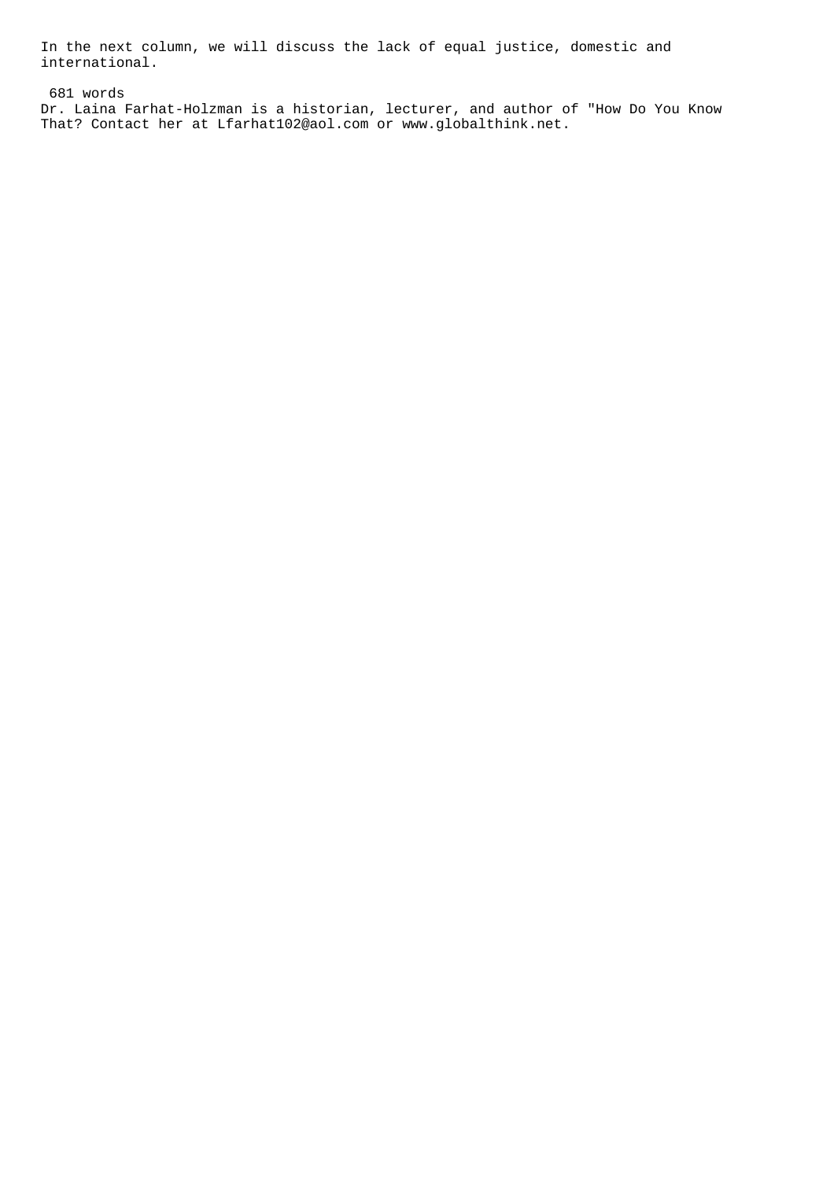In the next column, we will discuss the lack of equal justice, domestic and international.

681 words

Dr. Laina Farhat-Holzman is a historian, lecturer, and author of "How Do You Know That? Contact her at Lfarhat102@aol.com or www.globalthink.net.